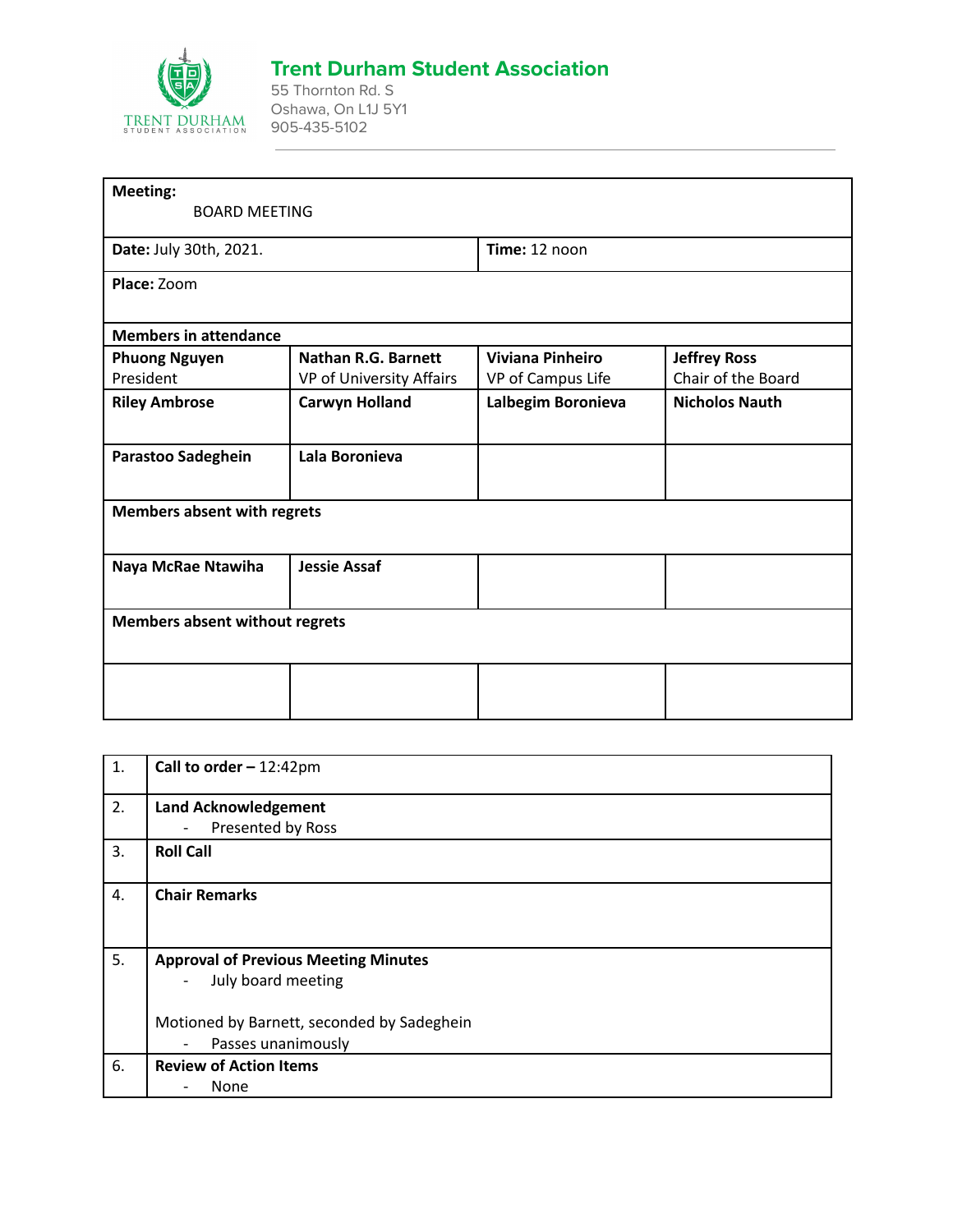# Trent Durham Student Association

55 Thornton Rd. S
Oshawa, On L1J 5Y1
905-435-5102

| **Meeting:** BOARD MEETING | | | |
|---|---|---|---|
| **Date:** July 30th, 2021. | | **Time:** 12 noon | |
| **Place:** Zoom | | | |
| **Members in attendance** | | | |
| **Phuong Nguyen** President | **Nathan R.G. Barnett** VP of University Affairs | **Viviana Pinheiro** VP of Campus Life | **Jeffrey Ross** Chair of the Board |
| **Riley Ambrose** | **Carwyn Holland** | **Lalbegim Boronieva** | **Nicholos Nauth** |
| **Parastoo Sadeghein** | **Lala Boronieva** | | |
| **Members absent with regrets** | | | |
| **Naya McRae Ntawiha** | **Jessie Assaf** | | |
| **Members absent without regrets** | | | |
| | | | |

| | |
|---|---|
| 1. | **Call to order –** 12:42pm |
| 2. | **Land Acknowledgement** <br> - Presented by Ross |
| 3. | **Roll Call** |
| 4. | **Chair Remarks** |
| 5. | **Approval of Previous Meeting Minutes** <br> - July board meeting <br><br> Motioned by Barnett, seconded by Sadeghein <br> - Passes unanimously |
| 6. | **Review of Action Items** <br> - None |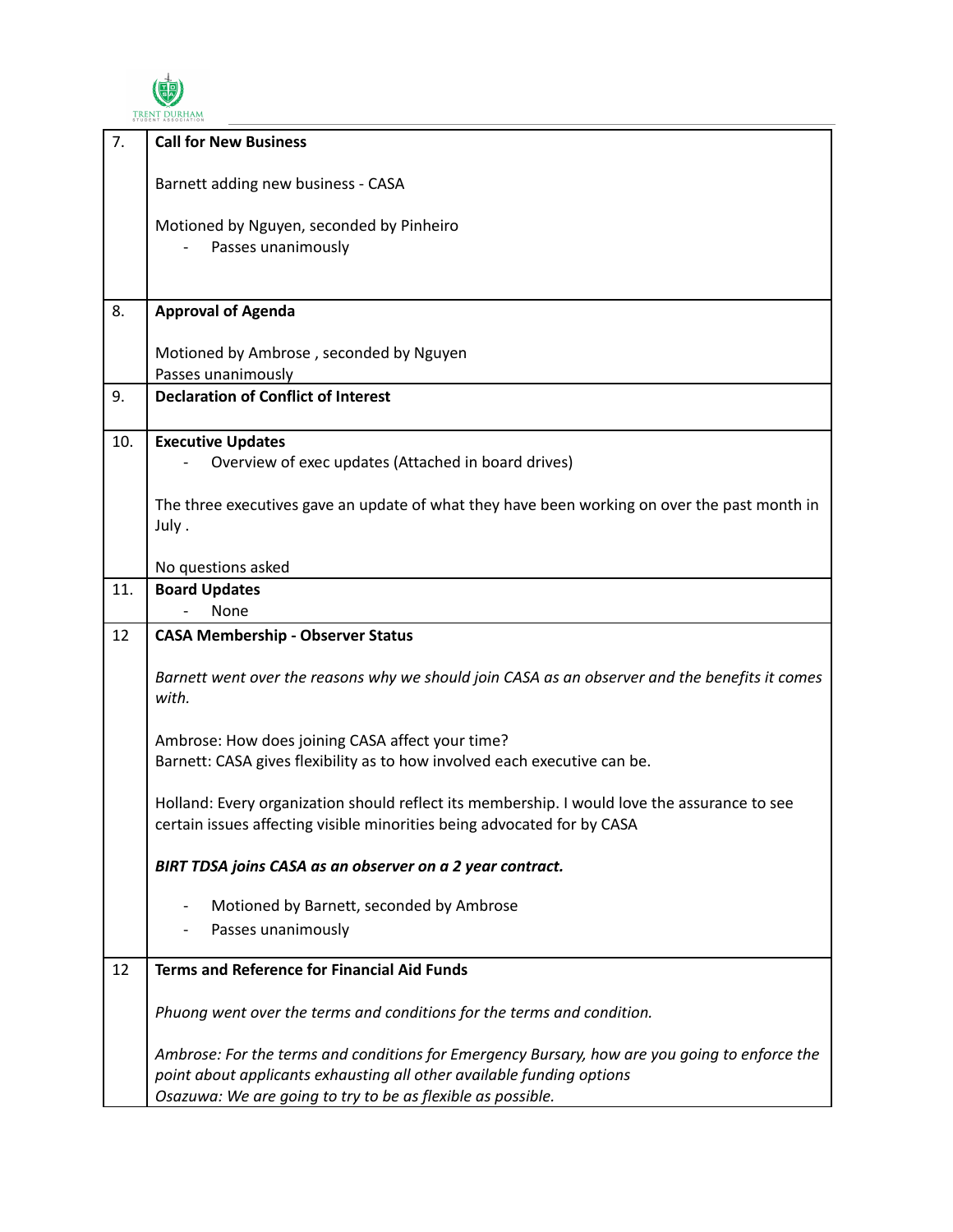| | |
|---|---|
| 7. | **Call for New Business**<br><br>Barnett adding new business - CASA<br><br>Motioned by Nguyen, seconded by Pinheiro<br>- Passes unanimously |
| 8. | **Approval of Agenda**<br><br>Motioned by Ambrose , seconded by Nguyen<br>Passes unanimously |
| 9. | **Declaration of Conflict of Interest** |
| 10. | **Executive Updates**<br>- Overview of exec updates (Attached in board drives)<br><br>The three executives gave an update of what they have been working on over the past month in July .<br><br>No questions asked |
| 11. | **Board Updates**<br>- None |
| 12 | **CASA Membership - Observer Status**<br><br>*Barnett went over the reasons why we should join CASA as an observer and the benefits it comes with.*<br><br>Ambrose: How does joining CASA affect your time?<br>Barnett: CASA gives flexibility as to how involved each executive can be.<br><br>Holland: Every organization should reflect its membership. I would love the assurance to see certain issues affecting visible minorities being advocated for by CASA<br><br>***BIRT TDSA joins CASA as an observer on a 2 year contract.***<br><br>- Motioned by Barnett, seconded by Ambrose<br>- Passes unanimously |
| 12 | **Terms and Reference for Financial Aid Funds**<br><br>*Phuong went over the terms and conditions for the terms and condition.*<br><br>*Ambrose: For the terms and conditions for Emergency Bursary, how are you going to enforce the point about applicants exhausting all other available funding options*<br>*Osazuwa: We are going to try to be as flexible as possible.* |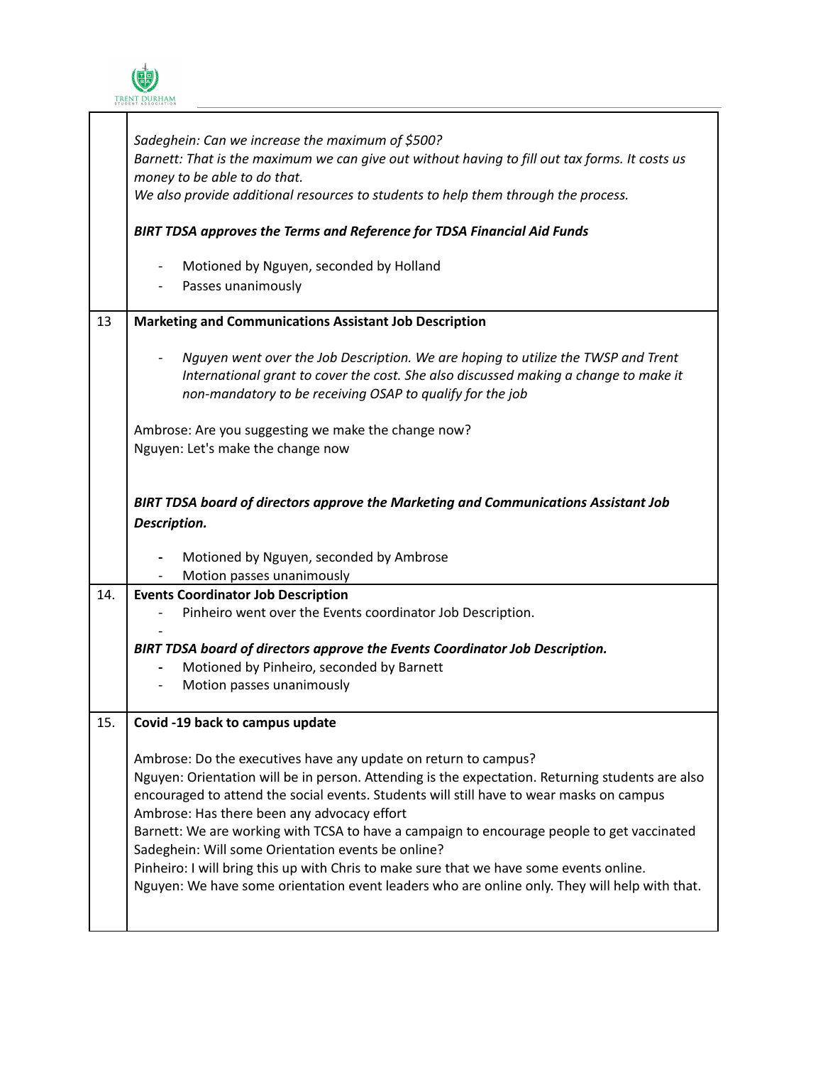| | |
|---|---|
| | *Sadeghein: Can we increase the maximum of $500?*<br>*Barnett: That is the maximum we can give out without having to fill out tax forms. It costs us money to be able to do that.*<br>*We also provide additional resources to students to help them through the process.*<br><br>***BIRT TDSA approves the Terms and Reference for TDSA Financial Aid Funds***<br><br>- Motioned by Nguyen, seconded by Holland<br>- Passes unanimously |
| 13 | **Marketing and Communications Assistant Job Description**<br><br>- *Nguyen went over the Job Description. We are hoping to utilize the TWSP and Trent International grant to cover the cost. She also discussed making a change to make it non-mandatory to be receiving OSAP to qualify for the job*<br><br>Ambrose: Are you suggesting we make the change now?<br>Nguyen: Let's make the change now<br><br>***BIRT TDSA board of directors approve the Marketing and Communications Assistant Job Description.***<br><br>- Motioned by Nguyen, seconded by Ambrose<br>- Motion passes unanimously |
| 14. | **Events Coordinator Job Description**<br>- Pinheiro went over the Events coordinator Job Description.<br>-<br><br>***BIRT TDSA board of directors approve the Events Coordinator Job Description.***<br>- Motioned by Pinheiro, seconded by Barnett<br>- Motion passes unanimously |
| 15. | **Covid -19 back to campus update**<br><br>Ambrose: Do the executives have any update on return to campus?<br>Nguyen: Orientation will be in person. Attending is the expectation. Returning students are also encouraged to attend the social events. Students will still have to wear masks on campus<br>Ambrose: Has there been any advocacy effort<br>Barnett: We are working with TCSA to have a campaign to encourage people to get vaccinated<br>Sadeghein: Will some Orientation events be online?<br>Pinheiro: I will bring this up with Chris to make sure that we have some events online.<br>Nguyen: We have some orientation event leaders who are online only. They will help with that. |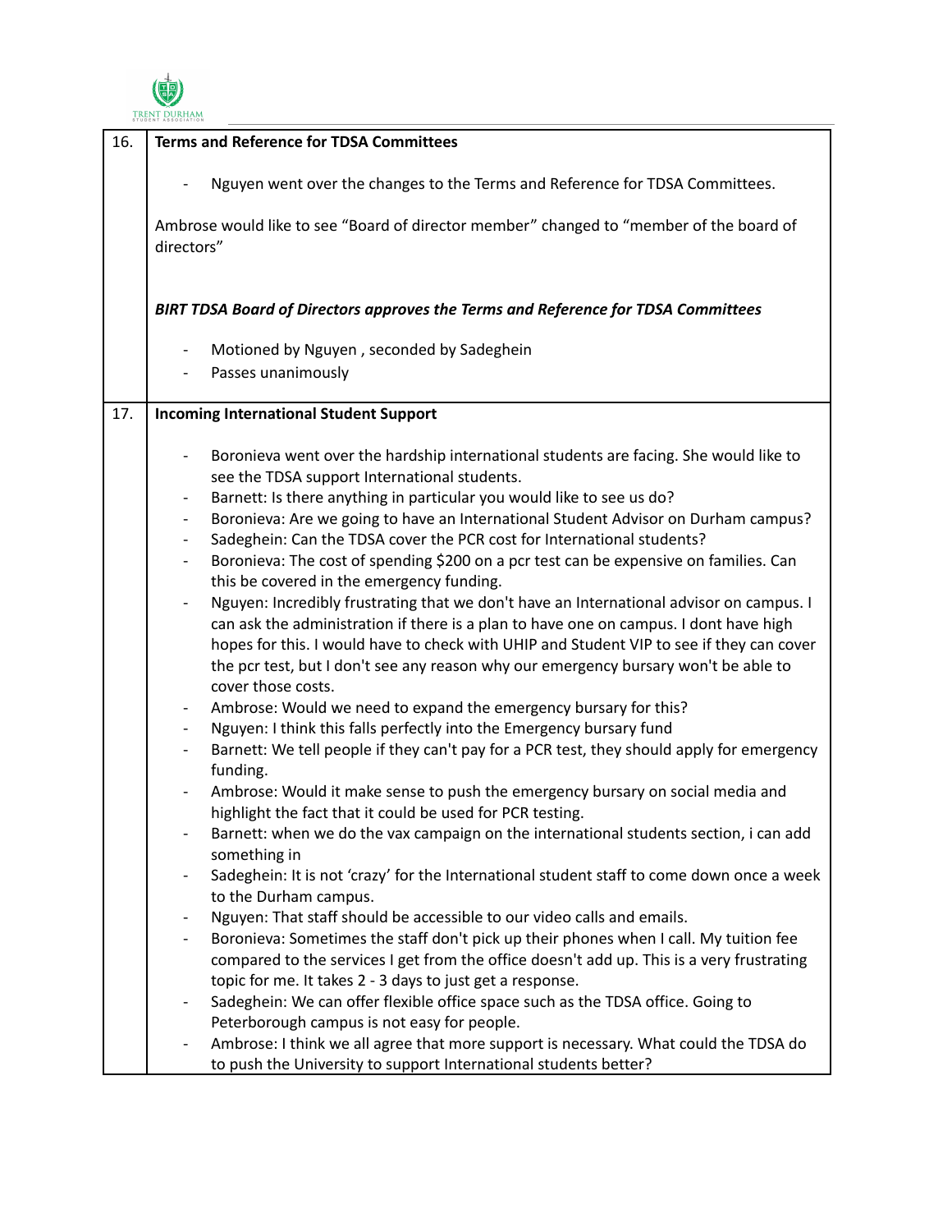| | |
|---|---|
| 16. | **Terms and Reference for TDSA Committees**<br><br>- Nguyen went over the changes to the Terms and Reference for TDSA Committees.<br><br>Ambrose would like to see "Board of director member" changed to "member of the board of directors"<br><br>***BIRT TDSA Board of Directors approves the Terms and Reference for TDSA Committees***<br><br>- Motioned by Nguyen , seconded by Sadeghein<br>- Passes unanimously |
| 17. | **Incoming International Student Support**<br><br>- Boronieva went over the hardship international students are facing. She would like to see the TDSA support International students.<br>- Barnett: Is there anything in particular you would like to see us do?<br>- Boronieva: Are we going to have an International Student Advisor on Durham campus?<br>- Sadeghein: Can the TDSA cover the PCR cost for International students?<br>- Boronieva: The cost of spending $200 on a pcr test can be expensive on families. Can this be covered in the emergency funding.<br>- Nguyen: Incredibly frustrating that we don't have an International advisor on campus. I can ask the administration if there is a plan to have one on campus. I dont have high hopes for this. I would have to check with UHIP and Student VIP to see if they can cover the pcr test, but I don't see any reason why our emergency bursary won't be able to cover those costs.<br>- Ambrose: Would we need to expand the emergency bursary for this?<br>- Nguyen: I think this falls perfectly into the Emergency bursary fund<br>- Barnett: We tell people if they can't pay for a PCR test, they should apply for emergency funding.<br>- Ambrose: Would it make sense to push the emergency bursary on social media and highlight the fact that it could be used for PCR testing.<br>- Barnett: when we do the vax campaign on the international students section, i can add something in<br>- Sadeghein: It is not 'crazy' for the International student staff to come down once a week to the Durham campus.<br>- Nguyen: That staff should be accessible to our video calls and emails.<br>- Boronieva: Sometimes the staff don't pick up their phones when I call. My tuition fee compared to the services I get from the office doesn't add up. This is a very frustrating topic for me. It takes 2 - 3 days to just get a response.<br>- Sadeghein: We can offer flexible office space such as the TDSA office. Going to Peterborough campus is not easy for people.<br>- Ambrose: I think we all agree that more support is necessary. What could the TDSA do to push the University to support International students better? |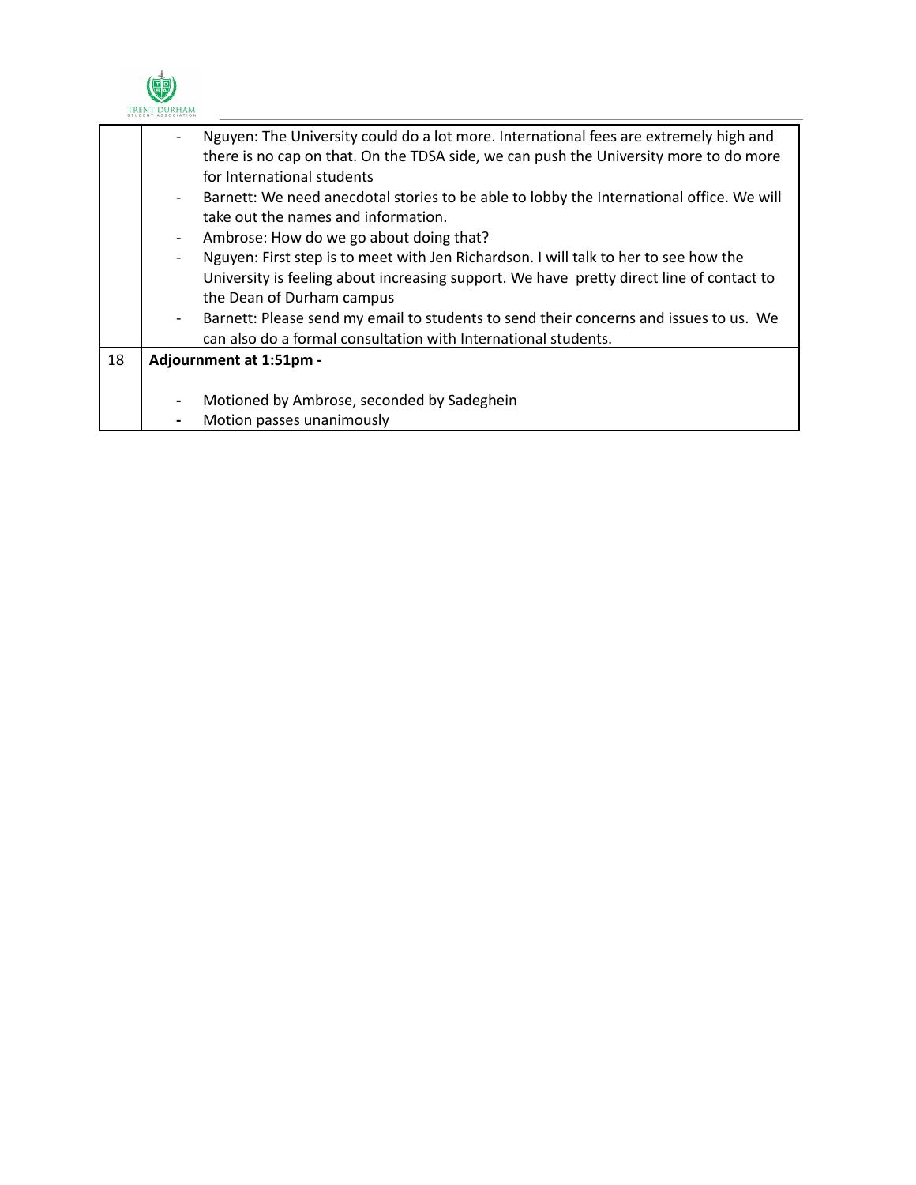| | |
|---|---|
| | - Nguyen: The University could do a lot more. International fees are extremely high and there is no cap on that. On the TDSA side, we can push the University more to do more for International students<br>- Barnett: We need anecdotal stories to be able to lobby the International office. We will take out the names and information.<br>- Ambrose: How do we go about doing that?<br>- Nguyen: First step is to meet with Jen Richardson. I will talk to her to see how the University is feeling about increasing support. We have pretty direct line of contact to the Dean of Durham campus<br>- Barnett: Please send my email to students to send their concerns and issues to us. We can also do a formal consultation with International students. |
| 18 | **Adjournment at 1:51pm -**<br><br>- Motioned by Ambrose, seconded by Sadeghein<br>- Motion passes unanimously |